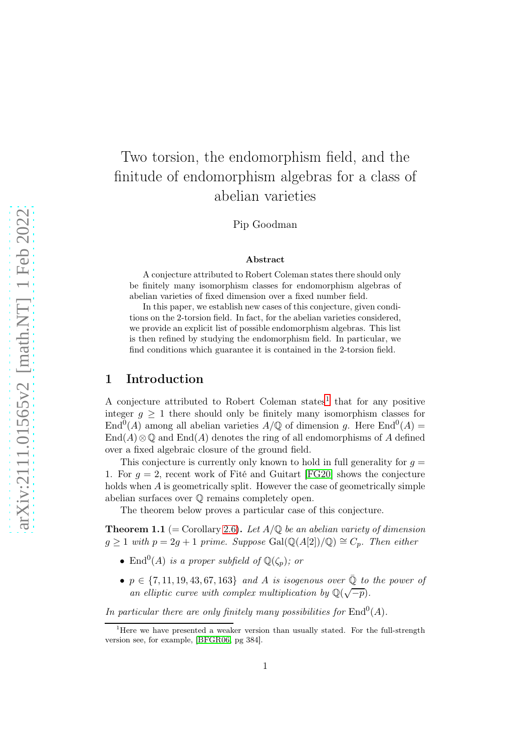# Two torsion, the endomorphism field, and the finitude of endomorphism algebras for a class of abelian varieties

Pip Goodman

### Abstract

A conjecture attributed to Robert Coleman states there should only be finitely many isomorphism classes for endomorphism algebras of abelian varieties of fixed dimension over a fixed number field.

In this paper, we establish new cases of this conjecture, given conditions on the 2-torsion field. In fact, for the abelian varieties considered, we provide an explicit list of possible endomorphism algebras. This list is then refined by studying the endomorphism field. In particular, we find conditions which guarantee it is contained in the 2-torsion field.

## 1 Introduction

A conjecture attributed to Robert Coleman states[1] that for any positive integer $g \geq 1$ there should only be finitely many isomorphism classes for $\mathrm{End}^0(A)$ among all abelian varieties $A/\mathbb{Q}$ of dimension $g$. Here $\mathrm{End}^0(A) = \mathrm{End}(A) \otimes \mathbb{Q}$ and $\mathrm{End}(A)$ denotes the ring of all endomorphisms of $A$ defined over a fixed algebraic closure of the ground field.

This conjecture is currently only known to hold in full generality for $g = 1$. For $g = 2$, recent work of Fité and Guitart [FG20] shows the conjecture holds when $A$ is geometrically split. However the case of geometrically simple abelian surfaces over $\mathbb{Q}$ remains completely open.

The theorem below proves a particular case of this conjecture.

**Theorem 1.1** (= Corollary 2.6)**.** *Let $A/\mathbb{Q}$ be an abelian variety of dimension $g \geq 1$ with $p = 2g + 1$ prime. Suppose $\mathrm{Gal}(\mathbb{Q}(A[2])/\mathbb{Q}) \cong C_p$. Then either*

- *$\mathrm{End}^0(A)$ is a proper subfield of $\mathbb{Q}(\zeta_p)$; or*
- *$p \in \{7, 11, 19, 43, 67, 163\}$ and $A$ is isogenous over $\bar{\mathbb{Q}}$ to the power of an elliptic curve with complex multiplication by $\mathbb{Q}(\sqrt{-p})$.*

*In particular there are only finitely many possibilities for $\mathrm{End}^0(A)$.*

[1] Here we have presented a weaker version than usually stated. For the full-strength version see, for example, [BFGR06, pg 384].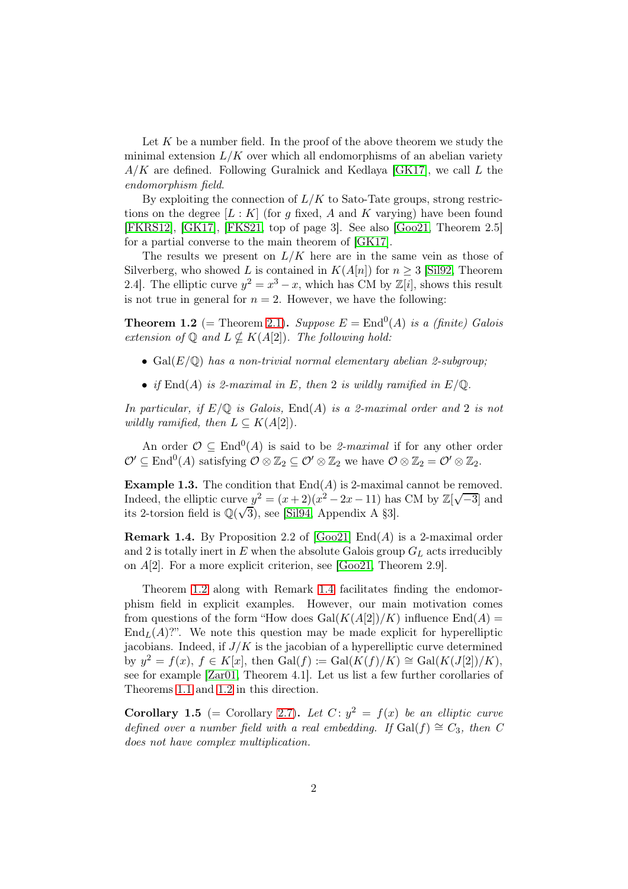Let $K$ be a number field. In the proof of the above theorem we study the minimal extension $L/K$ over which all endomorphisms of an abelian variety $A/K$ are defined. Following Guralnick and Kedlaya [GK17], we call $L$ the *endomorphism field*.

By exploiting the connection of $L/K$ to Sato-Tate groups, strong restrictions on the degree $[L : K]$ (for $g$ fixed, $A$ and $K$ varying) have been found [FKRS12], [GK17], [FKS21, top of page 3]. See also [Goo21, Theorem 2.5] for a partial converse to the main theorem of [GK17].

The results we present on $L/K$ here are in the same vein as those of Silverberg, who showed $L$ is contained in $K(A[n])$ for $n \geq 3$ [Sil92, Theorem 2.4]. The elliptic curve $y^2 = x^3 - x$, which has CM by $\mathbb{Z}[i]$, shows this result is not true in general for $n = 2$. However, we have the following:

**Theorem 1.2** (= Theorem 2.1)**.** *Suppose $E = \mathrm{End}^0(A)$ is a (finite) Galois extension of $\mathbb{Q}$ and $L \not\subseteq K(A[2])$. The following hold:*

- *$\mathrm{Gal}(E/\mathbb{Q})$ has a non-trivial normal elementary abelian 2-subgroup;*
- *if $\mathrm{End}(A)$ is 2-maximal in $E$, then 2 is wildly ramified in $E/\mathbb{Q}$.*

*In particular, if $E/\mathbb{Q}$ is Galois, $\mathrm{End}(A)$ is a 2-maximal order and 2 is not wildly ramified, then $L \subseteq K(A[2])$.*

An order $\mathcal{O} \subseteq \mathrm{End}^0(A)$ is said to be *2-maximal* if for any other order $\mathcal{O}' \subseteq \mathrm{End}^0(A)$ satisfying $\mathcal{O} \otimes \mathbb{Z}_2 \subseteq \mathcal{O}' \otimes \mathbb{Z}_2$ we have $\mathcal{O} \otimes \mathbb{Z}_2 = \mathcal{O}' \otimes \mathbb{Z}_2$.

**Example 1.3.** The condition that $\mathrm{End}(A)$ is 2-maximal cannot be removed. Indeed, the elliptic curve $y^2 = (x+2)(x^2 - 2x - 11)$ has CM by $\mathbb{Z}[\sqrt{-3}]$ and its 2-torsion field is $\mathbb{Q}(\sqrt{3})$, see [Sil94, Appendix A §3].

**Remark 1.4.** By Proposition 2.2 of [Goo21] $\mathrm{End}(A)$ is a 2-maximal order and 2 is totally inert in $E$ when the absolute Galois group $G_L$ acts irreducibly on $A[2]$. For a more explicit criterion, see [Goo21, Theorem 2.9].

Theorem 1.2 along with Remark 1.4 facilitates finding the endomorphism field in explicit examples. However, our main motivation comes from questions of the form "How does $\mathrm{Gal}(K(A[2])/K)$ influence $\mathrm{End}(A) = \mathrm{End}_L(A)$?". We note this question may be made explicit for hyperelliptic jacobians. Indeed, if $J/K$ is the jacobian of a hyperelliptic curve determined by $y^2 = f(x)$, $f \in K[x]$, then $\mathrm{Gal}(f) := \mathrm{Gal}(K(f)/K) \cong \mathrm{Gal}(K(J[2])/K)$, see for example [Zar01, Theorem 4.1]. Let us list a few further corollaries of Theorems 1.1 and 1.2 in this direction.

**Corollary 1.5** (= Corollary 2.7)**.** *Let $C\colon y^2 = f(x)$ be an elliptic curve defined over a number field with a real embedding. If $\mathrm{Gal}(f) \cong C_3$, then $C$ does not have complex multiplication.*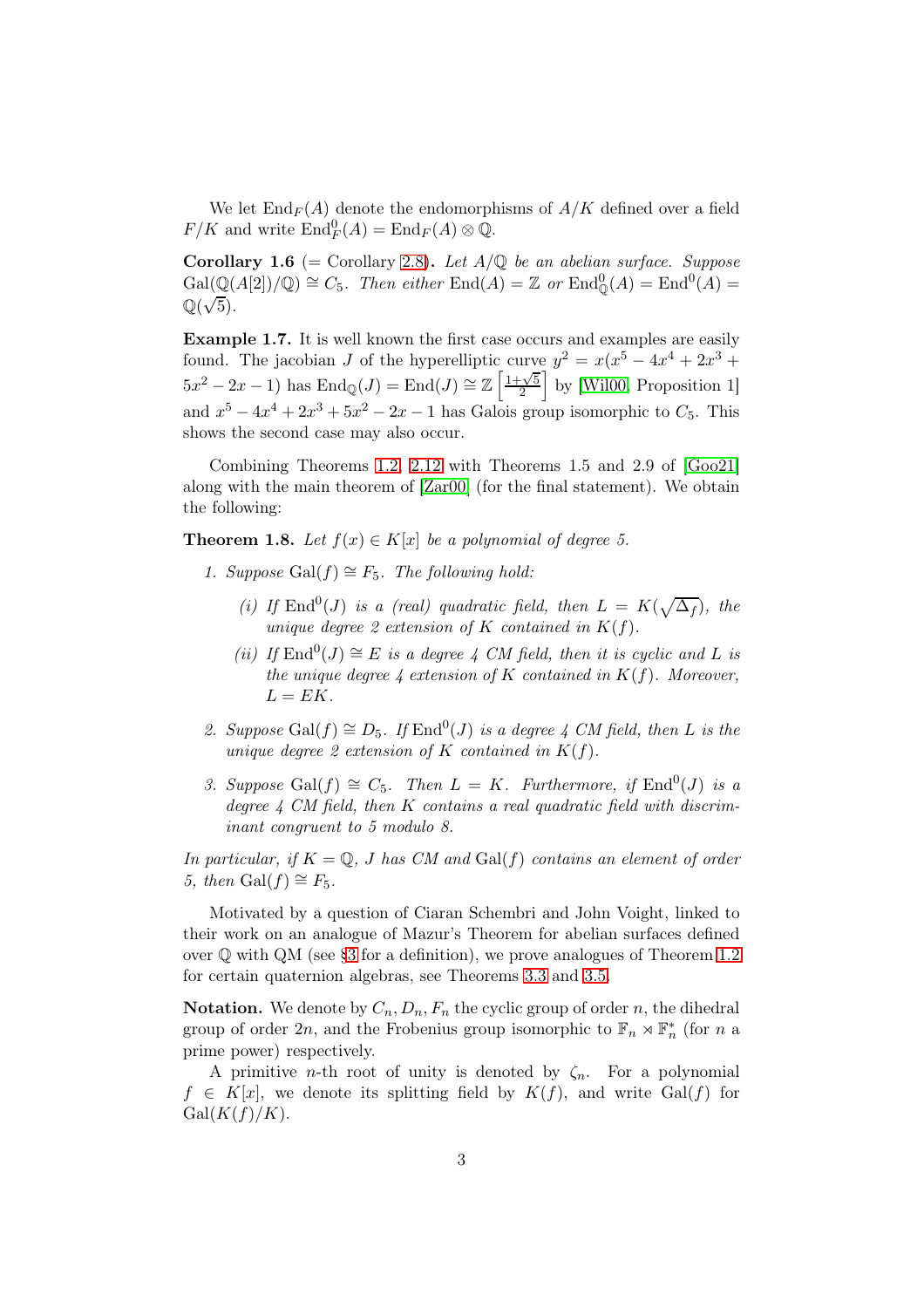We let $\mathrm{End}_F(A)$ denote the endomorphisms of $A/K$ defined over a field $F/K$ and write $\mathrm{End}^0_F(A) = \mathrm{End}_F(A) \otimes \mathbb{Q}$.

**Corollary 1.6** (= Corollary 2.8)**.** *Let $A/\mathbb{Q}$ be an abelian surface. Suppose $\mathrm{Gal}(\mathbb{Q}(A[2])/\mathbb{Q}) \cong C_5$. Then either $\mathrm{End}(A) = \mathbb{Z}$ or $\mathrm{End}^0_{\mathbb{Q}}(A) = \mathrm{End}^0(A) = \mathbb{Q}(\sqrt{5})$.*

**Example 1.7.** It is well known the first case occurs and examples are easily found. The jacobian $J$ of the hyperelliptic curve $y^2 = x(x^5 - 4x^4 + 2x^3 + 5x^2 - 2x - 1)$ has $\mathrm{End}_{\mathbb{Q}}(J) = \mathrm{End}(J) \cong \mathbb{Z}\left[\frac{1+\sqrt{5}}{2}\right]$ by [Wil00, Proposition 1] and $x^5 - 4x^4 + 2x^3 + 5x^2 - 2x - 1$ has Galois group isomorphic to $C_5$. This shows the second case may also occur.

Combining Theorems 1.2, 2.12 with Theorems 1.5 and 2.9 of [Goo21] along with the main theorem of [Zar00] (for the final statement). We obtain the following:

**Theorem 1.8.** *Let $f(x) \in K[x]$ be a polynomial of degree 5.*

1. *Suppose $\mathrm{Gal}(f) \cong F_5$. The following hold:*
   - *(i) If $\mathrm{End}^0(J)$ is a (real) quadratic field, then $L = K(\sqrt{\Delta_f})$, the unique degree 2 extension of $K$ contained in $K(f)$.*
   - *(ii) If $\mathrm{End}^0(J) \cong E$ is a degree 4 CM field, then it is cyclic and $L$ is the unique degree 4 extension of $K$ contained in $K(f)$. Moreover, $L = EK$.*
2. *Suppose $\mathrm{Gal}(f) \cong D_5$. If $\mathrm{End}^0(J)$ is a degree 4 CM field, then $L$ is the unique degree 2 extension of $K$ contained in $K(f)$.*
3. *Suppose $\mathrm{Gal}(f) \cong C_5$. Then $L = K$. Furthermore, if $\mathrm{End}^0(J)$ is a degree 4 CM field, then $K$ contains a real quadratic field with discriminant congruent to 5 modulo 8.*

*In particular, if $K = \mathbb{Q}$, $J$ has CM and $\mathrm{Gal}(f)$ contains an element of order 5, then $\mathrm{Gal}(f) \cong F_5$.*

Motivated by a question of Ciaran Schembri and John Voight, linked to their work on an analogue of Mazur's Theorem for abelian surfaces defined over $\mathbb{Q}$ with QM (see §3 for a definition), we prove analogues of Theorem 1.2 for certain quaternion algebras, see Theorems 3.3 and 3.5.

**Notation.** We denote by $C_n, D_n, F_n$ the cyclic group of order $n$, the dihedral group of order $2n$, and the Frobenius group isomorphic to $\mathbb{F}_n \rtimes \mathbb{F}_n^*$ (for $n$ a prime power) respectively.

A primitive $n$-th root of unity is denoted by $\zeta_n$. For a polynomial $f \in K[x]$, we denote its splitting field by $K(f)$, and write $\mathrm{Gal}(f)$ for $\mathrm{Gal}(K(f)/K)$.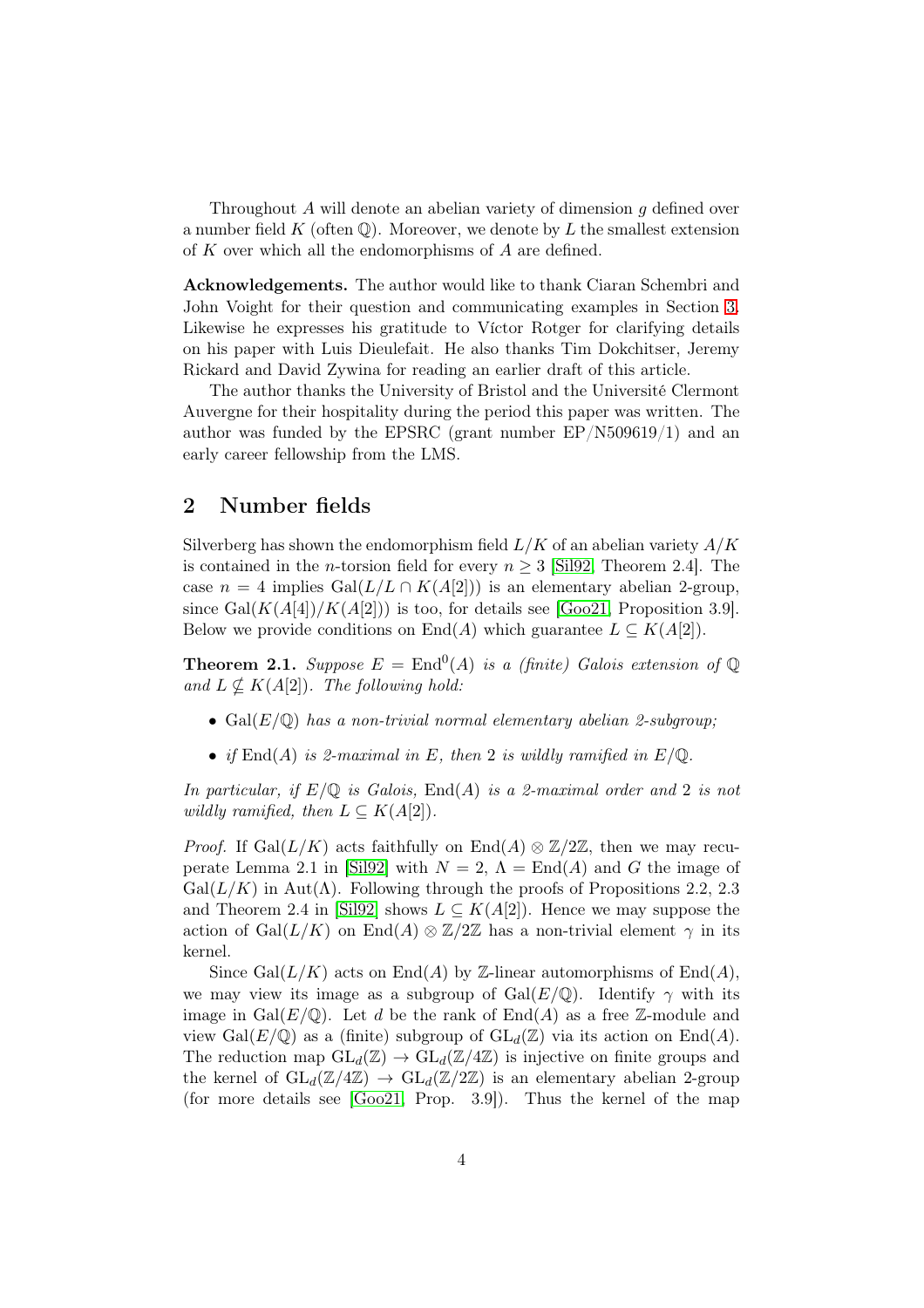Throughout $A$ will denote an abelian variety of dimension $g$ defined over a number field $K$ (often $\mathbb{Q}$). Moreover, we denote by $L$ the smallest extension of $K$ over which all the endomorphisms of $A$ are defined.

**Acknowledgements.** The author would like to thank Ciaran Schembri and John Voight for their question and communicating examples in Section 3. Likewise he expresses his gratitude to Víctor Rotger for clarifying details on his paper with Luis Dieulefait. He also thanks Tim Dokchitser, Jeremy Rickard and David Zywina for reading an earlier draft of this article.

The author thanks the University of Bristol and the Université Clermont Auvergne for their hospitality during the period this paper was written. The author was funded by the EPSRC (grant number EP/N509619/1) and an early career fellowship from the LMS.

## 2 Number fields

Silverberg has shown the endomorphism field $L/K$ of an abelian variety $A/K$ is contained in the $n$-torsion field for every $n \geq 3$ [Sil92, Theorem 2.4]. The case $n = 4$ implies $\mathrm{Gal}(L/L \cap K(A[2]))$ is an elementary abelian 2-group, since $\mathrm{Gal}(K(A[4])/K(A[2]))$ is too, for details see [Goo21, Proposition 3.9]. Below we provide conditions on $\mathrm{End}(A)$ which guarantee $L \subseteq K(A[2])$.

**Theorem 2.1.** *Suppose $E = \mathrm{End}^0(A)$ is a (finite) Galois extension of $\mathbb{Q}$ and $L \not\subseteq K(A[2])$. The following hold:*

- *$\mathrm{Gal}(E/\mathbb{Q})$ has a non-trivial normal elementary abelian 2-subgroup;*
- *if $\mathrm{End}(A)$ is 2-maximal in $E$, then 2 is wildly ramified in $E/\mathbb{Q}$.*

*In particular, if $E/\mathbb{Q}$ is Galois, $\mathrm{End}(A)$ is a 2-maximal order and 2 is not wildly ramified, then $L \subseteq K(A[2])$.*

*Proof.* If $\mathrm{Gal}(L/K)$ acts faithfully on $\mathrm{End}(A) \otimes \mathbb{Z}/2\mathbb{Z}$, then we may recuperate Lemma 2.1 in [Sil92] with $N = 2$, $\Lambda = \mathrm{End}(A)$ and $G$ the image of $\mathrm{Gal}(L/K)$ in $\mathrm{Aut}(\Lambda)$. Following through the proofs of Propositions 2.2, 2.3 and Theorem 2.4 in [Sil92] shows $L \subseteq K(A[2])$. Hence we may suppose the action of $\mathrm{Gal}(L/K)$ on $\mathrm{End}(A) \otimes \mathbb{Z}/2\mathbb{Z}$ has a non-trivial element $\gamma$ in its kernel.

Since $\mathrm{Gal}(L/K)$ acts on $\mathrm{End}(A)$ by $\mathbb{Z}$-linear automorphisms of $\mathrm{End}(A)$, we may view its image as a subgroup of $\mathrm{Gal}(E/\mathbb{Q})$. Identify $\gamma$ with its image in $\mathrm{Gal}(E/\mathbb{Q})$. Let $d$ be the rank of $\mathrm{End}(A)$ as a free $\mathbb{Z}$-module and view $\mathrm{Gal}(E/\mathbb{Q})$ as a (finite) subgroup of $\mathrm{GL}_d(\mathbb{Z})$ via its action on $\mathrm{End}(A)$. The reduction map $\mathrm{GL}_d(\mathbb{Z}) \to \mathrm{GL}_d(\mathbb{Z}/4\mathbb{Z})$ is injective on finite groups and the kernel of $\mathrm{GL}_d(\mathbb{Z}/4\mathbb{Z}) \to \mathrm{GL}_d(\mathbb{Z}/2\mathbb{Z})$ is an elementary abelian 2-group (for more details see [Goo21, Prop. 3.9]). Thus the kernel of the map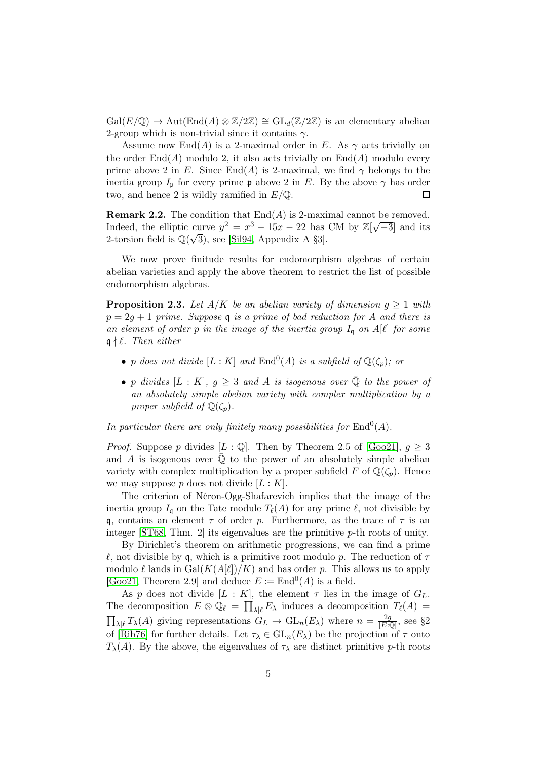$\mathrm{Gal}(E/\mathbb{Q}) \to \mathrm{Aut}(\mathrm{End}(A) \otimes \mathbb{Z}/2\mathbb{Z}) \cong \mathrm{GL}_d(\mathbb{Z}/2\mathbb{Z})$ is an elementary abelian 2-group which is non-trivial since it contains $\gamma$.

Assume now $\mathrm{End}(A)$ is a 2-maximal order in $E$. As $\gamma$ acts trivially on the order $\mathrm{End}(A)$ modulo 2, it also acts trivially on $\mathrm{End}(A)$ modulo every prime above 2 in $E$. Since $\mathrm{End}(A)$ is 2-maximal, we find $\gamma$ belongs to the inertia group $I_\mathfrak{p}$ for every prime $\mathfrak{p}$ above 2 in $E$. By the above $\gamma$ has order two, and hence 2 is wildly ramified in $E/\mathbb{Q}$. ◻

**Remark 2.2.** The condition that $\mathrm{End}(A)$ is 2-maximal cannot be removed. Indeed, the elliptic curve $y^2 = x^3 - 15x - 22$ has CM by $\mathbb{Z}[\sqrt{-3}]$ and its 2-torsion field is $\mathbb{Q}(\sqrt{3})$, see [Sil94, Appendix A §3].

We now prove finitude results for endomorphism algebras of certain abelian varieties and apply the above theorem to restrict the list of possible endomorphism algebras.

**Proposition 2.3.** *Let $A/K$ be an abelian variety of dimension $g \geq 1$ with $p = 2g + 1$ prime. Suppose $\mathfrak{q}$ is a prime of bad reduction for $A$ and there is an element of order $p$ in the image of the inertia group $I_\mathfrak{q}$ on $A[\ell]$ for some $\mathfrak{q} \nmid \ell$. Then either*

- *$p$ does not divide $[L : K]$ and $\mathrm{End}^0(A)$ is a subfield of $\mathbb{Q}(\zeta_p)$; or*
- *$p$ divides $[L : K]$, $g \geq 3$ and $A$ is isogenous over $\bar{\mathbb{Q}}$ to the power of an absolutely simple abelian variety with complex multiplication by a proper subfield of $\mathbb{Q}(\zeta_p)$.*

*In particular there are only finitely many possibilities for $\mathrm{End}^0(A)$.*

*Proof.* Suppose $p$ divides $[L : \mathbb{Q}]$. Then by Theorem 2.5 of [Goo21], $g \geq 3$ and $A$ is isogenous over $\bar{\mathbb{Q}}$ to the power of an absolutely simple abelian variety with complex multiplication by a proper subfield $F$ of $\mathbb{Q}(\zeta_p)$. Hence we may suppose $p$ does not divide $[L : K]$.

The criterion of Néron-Ogg-Shafarevich implies that the image of the inertia group $I_\mathfrak{q}$ on the Tate module $T_\ell(A)$ for any prime $\ell$, not divisible by $\mathfrak{q}$, contains an element $\tau$ of order $p$. Furthermore, as the trace of $\tau$ is an integer [ST68, Thm. 2] its eigenvalues are the primitive $p$-th roots of unity.

By Dirichlet's theorem on arithmetic progressions, we can find a prime $\ell$, not divisible by $\mathfrak{q}$, which is a primitive root modulo $p$. The reduction of $\tau$ modulo $\ell$ lands in $\mathrm{Gal}(K(A[\ell])/K)$ and has order $p$. This allows us to apply [Goo21, Theorem 2.9] and deduce $E := \mathrm{End}^0(A)$ is a field.

As $p$ does not divide $[L : K]$, the element $\tau$ lies in the image of $G_L$. The decomposition $E \otimes \mathbb{Q}_\ell = \prod_{\lambda|\ell} E_\lambda$ induces a decomposition $T_\ell(A) = \prod_{\lambda|\ell} T_\lambda(A)$ giving representations $G_L \to \mathrm{GL}_n(E_\lambda)$ where $n = \frac{2g}{[E:\mathbb{Q}]}$, see §2 of [Rib76] for further details. Let $\tau_\lambda \in \mathrm{GL}_n(E_\lambda)$ be the projection of $\tau$ onto $T_\lambda(A)$. By the above, the eigenvalues of $\tau_\lambda$ are distinct primitive $p$-th roots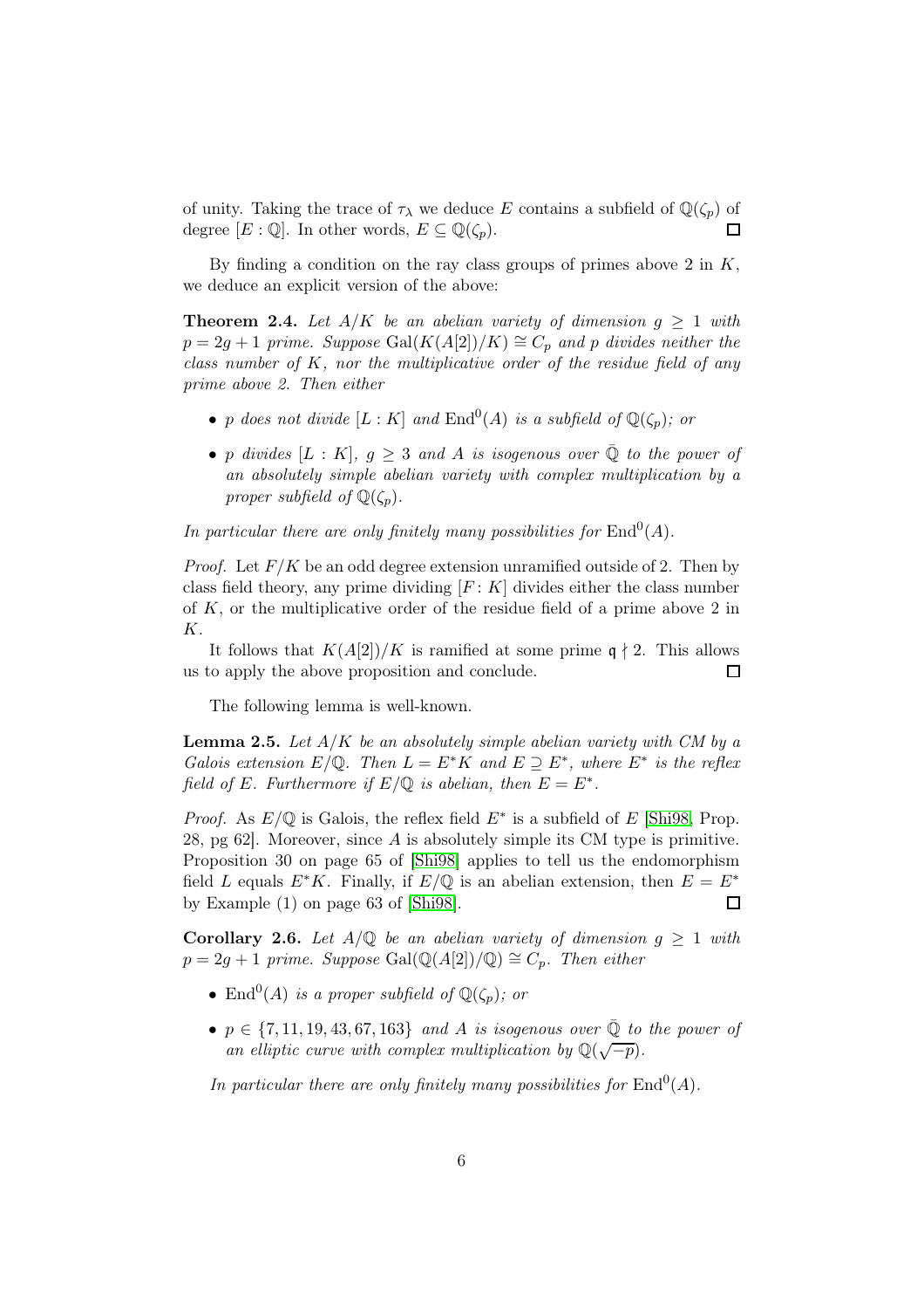of unity. Taking the trace of $\tau_\lambda$ we deduce $E$ contains a subfield of $\mathbb{Q}(\zeta_p)$ of degree $[E : \mathbb{Q}]$. In other words, $E \subseteq \mathbb{Q}(\zeta_p)$. ∎

By finding a condition on the ray class groups of primes above 2 in $K$, we deduce an explicit version of the above:

**Theorem 2.4.** *Let $A/K$ be an abelian variety of dimension $g \geq 1$ with $p = 2g + 1$ prime. Suppose $\mathrm{Gal}(K(A[2])/K) \cong C_p$ and $p$ divides neither the class number of $K$, nor the multiplicative order of the residue field of any prime above 2. Then either*

- *$p$ does not divide $[L : K]$ and $\mathrm{End}^0(A)$ is a subfield of $\mathbb{Q}(\zeta_p)$; or*
- *$p$ divides $[L : K]$, $g \geq 3$ and $A$ is isogenous over $\bar{\mathbb{Q}}$ to the power of an absolutely simple abelian variety with complex multiplication by a proper subfield of $\mathbb{Q}(\zeta_p)$.*

*In particular there are only finitely many possibilities for $\mathrm{End}^0(A)$.*

*Proof.* Let $F/K$ be an odd degree extension unramified outside of 2. Then by class field theory, any prime dividing $[F : K]$ divides either the class number of $K$, or the multiplicative order of the residue field of a prime above 2 in $K$.

It follows that $K(A[2])/K$ is ramified at some prime $\mathfrak{q} \nmid 2$. This allows us to apply the above proposition and conclude. ∎

The following lemma is well-known.

**Lemma 2.5.** *Let $A/K$ be an absolutely simple abelian variety with CM by a Galois extension $E/\mathbb{Q}$. Then $L = E^*K$ and $E \supseteq E^*$, where $E^*$ is the reflex field of $E$. Furthermore if $E/\mathbb{Q}$ is abelian, then $E = E^*$.*

*Proof.* As $E/\mathbb{Q}$ is Galois, the reflex field $E^*$ is a subfield of $E$ [Shi98, Prop. 28, pg 62]. Moreover, since $A$ is absolutely simple its CM type is primitive. Proposition 30 on page 65 of [Shi98] applies to tell us the endomorphism field $L$ equals $E^*K$. Finally, if $E/\mathbb{Q}$ is an abelian extension, then $E = E^*$ by Example (1) on page 63 of [Shi98]. ∎

**Corollary 2.6.** *Let $A/\mathbb{Q}$ be an abelian variety of dimension $g \geq 1$ with $p = 2g + 1$ prime. Suppose $\mathrm{Gal}(\mathbb{Q}(A[2])/\mathbb{Q}) \cong C_p$. Then either*

- *$\mathrm{End}^0(A)$ is a proper subfield of $\mathbb{Q}(\zeta_p)$; or*
- *$p \in \{7, 11, 19, 43, 67, 163\}$ and $A$ is isogenous over $\bar{\mathbb{Q}}$ to the power of an elliptic curve with complex multiplication by $\mathbb{Q}(\sqrt{-p})$.*

*In particular there are only finitely many possibilities for $\mathrm{End}^0(A)$.*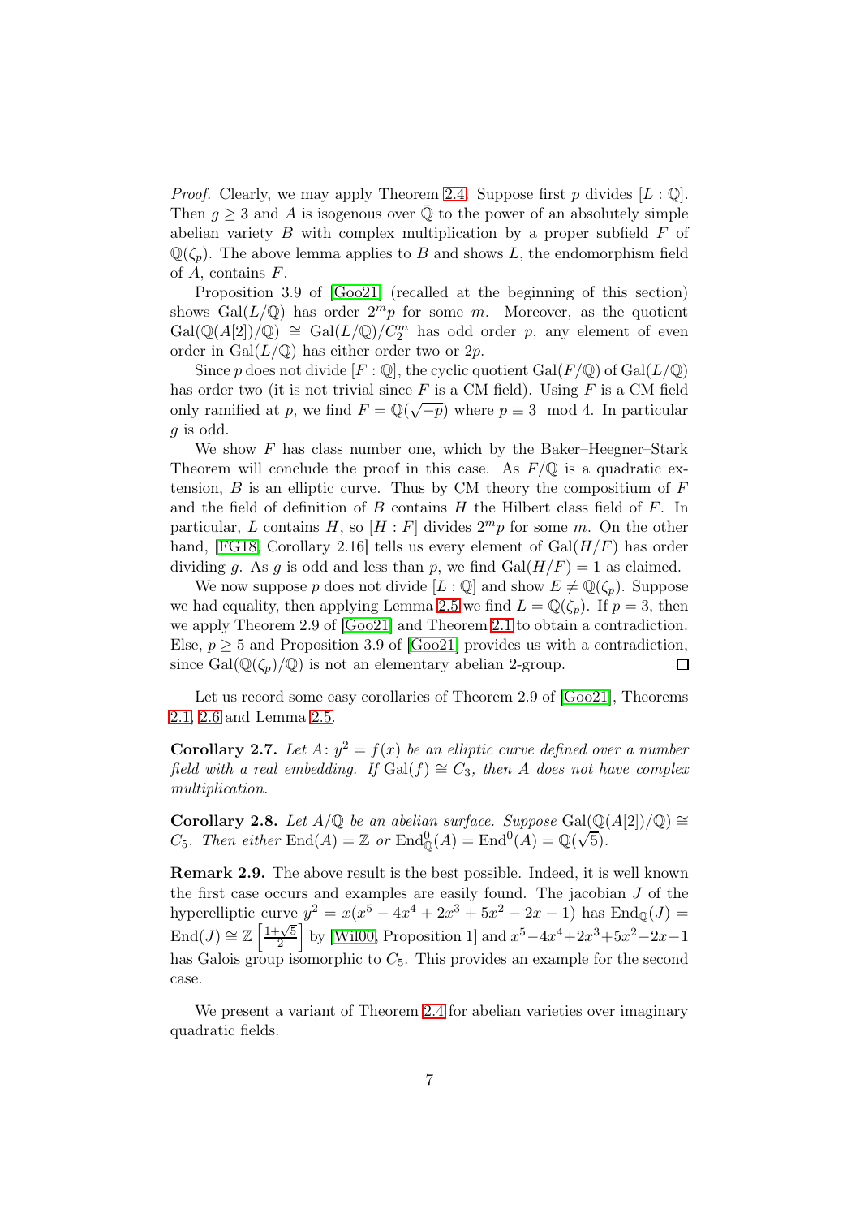*Proof.* Clearly, we may apply Theorem 2.4. Suppose first $p$ divides $[L : \mathbb{Q}]$. Then $g \geq 3$ and $A$ is isogenous over $\bar{\mathbb{Q}}$ to the power of an absolutely simple abelian variety $B$ with complex multiplication by a proper subfield $F$ of $\mathbb{Q}(\zeta_p)$. The above lemma applies to $B$ and shows $L$, the endomorphism field of $A$, contains $F$.

Proposition 3.9 of [Goo21] (recalled at the beginning of this section) shows $\mathrm{Gal}(L/\mathbb{Q})$ has order $2^m p$ for some $m$. Moreover, as the quotient $\mathrm{Gal}(\mathbb{Q}(A[2])/\mathbb{Q}) \cong \mathrm{Gal}(L/\mathbb{Q})/C_2^m$ has odd order $p$, any element of even order in $\mathrm{Gal}(L/\mathbb{Q})$ has either order two or $2p$.

Since $p$ does not divide $[F : \mathbb{Q}]$, the cyclic quotient $\mathrm{Gal}(F/\mathbb{Q})$ of $\mathrm{Gal}(L/\mathbb{Q})$ has order two (it is not trivial since $F$ is a CM field). Using $F$ is a CM field only ramified at $p$, we find $F = \mathbb{Q}(\sqrt{-p})$ where $p \equiv 3 \mod 4$. In particular $g$ is odd.

We show $F$ has class number one, which by the Baker–Heegner–Stark Theorem will conclude the proof in this case. As $F/\mathbb{Q}$ is a quadratic extension, $B$ is an elliptic curve. Thus by CM theory the compositium of $F$ and the field of definition of $B$ contains $H$ the Hilbert class field of $F$. In particular, $L$ contains $H$, so $[H : F]$ divides $2^m p$ for some $m$. On the other hand, [FG18, Corollary 2.16] tells us every element of $\mathrm{Gal}(H/F)$ has order dividing $g$. As $g$ is odd and less than $p$, we find $\mathrm{Gal}(H/F) = 1$ as claimed.

We now suppose $p$ does not divide $[L : \mathbb{Q}]$ and show $E \neq \mathbb{Q}(\zeta_p)$. Suppose we had equality, then applying Lemma 2.5 we find $L = \mathbb{Q}(\zeta_p)$. If $p = 3$, then we apply Theorem 2.9 of [Goo21] and Theorem 2.1 to obtain a contradiction. Else, $p \geq 5$ and Proposition 3.9 of [Goo21] provides us with a contradiction, since $\mathrm{Gal}(\mathbb{Q}(\zeta_p)/\mathbb{Q})$ is not an elementary abelian 2-group. $\square$

Let us record some easy corollaries of Theorem 2.9 of [Goo21], Theorems 2.1, 2.6 and Lemma 2.5.

**Corollary 2.7.** *Let $A\colon y^2 = f(x)$ be an elliptic curve defined over a number field with a real embedding. If $\mathrm{Gal}(f) \cong C_3$, then $A$ does not have complex multiplication.*

**Corollary 2.8.** *Let $A/\mathbb{Q}$ be an abelian surface. Suppose $\mathrm{Gal}(\mathbb{Q}(A[2])/\mathbb{Q}) \cong C_5$. Then either $\mathrm{End}(A) = \mathbb{Z}$ or $\mathrm{End}^0_{\mathbb{Q}}(A) = \mathrm{End}^0(A) = \mathbb{Q}(\sqrt{5})$.*

**Remark 2.9.** The above result is the best possible. Indeed, it is well known the first case occurs and examples are easily found. The jacobian $J$ of the hyperelliptic curve $y^2 = x(x^5 - 4x^4 + 2x^3 + 5x^2 - 2x - 1)$ has $\mathrm{End}_{\mathbb{Q}}(J) = \mathrm{End}(J) \cong \mathbb{Z}\left[\frac{1+\sqrt{5}}{2}\right]$ by [Wil00, Proposition 1] and $x^5 - 4x^4 + 2x^3 + 5x^2 - 2x - 1$ has Galois group isomorphic to $C_5$. This provides an example for the second case.

We present a variant of Theorem 2.4 for abelian varieties over imaginary quadratic fields.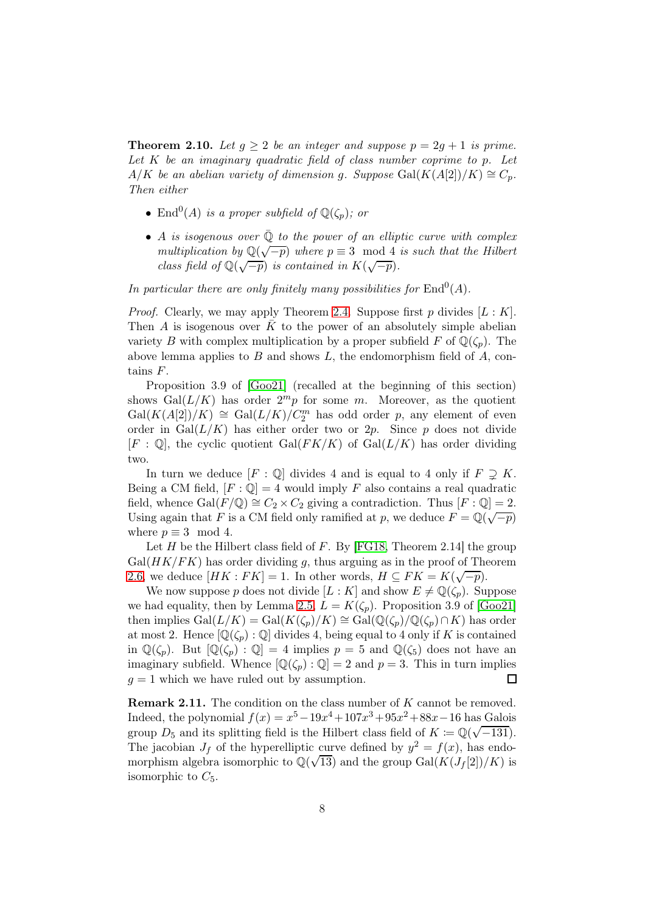**Theorem 2.10.** *Let $g \geq 2$ be an integer and suppose $p = 2g + 1$ is prime. Let $K$ be an imaginary quadratic field of class number coprime to $p$. Let $A/K$ be an abelian variety of dimension $g$. Suppose $\mathrm{Gal}(K(A[2])/K) \cong C_p$. Then either*

- *$\mathrm{End}^0(A)$ is a proper subfield of $\mathbb{Q}(\zeta_p)$; or*
- *$A$ is isogenous over $\bar{\mathbb{Q}}$ to the power of an elliptic curve with complex multiplication by $\mathbb{Q}(\sqrt{-p})$ where $p \equiv 3 \mod 4$ is such that the Hilbert class field of $\mathbb{Q}(\sqrt{-p})$ is contained in $K(\sqrt{-p})$.*

*In particular there are only finitely many possibilities for $\mathrm{End}^0(A)$.*

*Proof.* Clearly, we may apply Theorem 2.4. Suppose first $p$ divides $[L : K]$. Then $A$ is isogenous over $\bar{K}$ to the power of an absolutely simple abelian variety $B$ with complex multiplication by a proper subfield $F$ of $\mathbb{Q}(\zeta_p)$. The above lemma applies to $B$ and shows $L$, the endomorphism field of $A$, contains $F$.

Proposition 3.9 of [Goo21] (recalled at the beginning of this section) shows $\mathrm{Gal}(L/K)$ has order $2^m p$ for some $m$. Moreover, as the quotient $\mathrm{Gal}(K(A[2])/K) \cong \mathrm{Gal}(L/K)/C_2^m$ has odd order $p$, any element of even order in $\mathrm{Gal}(L/K)$ has either order two or $2p$. Since $p$ does not divide $[F : \mathbb{Q}]$, the cyclic quotient $\mathrm{Gal}(FK/K)$ of $\mathrm{Gal}(L/K)$ has order dividing two.

In turn we deduce $[F : \mathbb{Q}]$ divides 4 and is equal to 4 only if $F \supsetneq K$. Being a CM field, $[F : \mathbb{Q}] = 4$ would imply $F$ also contains a real quadratic field, whence $\mathrm{Gal}(F/\mathbb{Q}) \cong C_2 \times C_2$ giving a contradiction. Thus $[F : \mathbb{Q}] = 2$. Using again that $F$ is a CM field only ramified at $p$, we deduce $F = \mathbb{Q}(\sqrt{-p})$ where $p \equiv 3 \mod 4$.

Let $H$ be the Hilbert class field of $F$. By [FG18, Theorem 2.14] the group $\mathrm{Gal}(HK/FK)$ has order dividing $g$, thus arguing as in the proof of Theorem 2.6, we deduce $[HK : FK] = 1$. In other words, $H \subseteq FK = K(\sqrt{-p})$.

We now suppose $p$ does not divide $[L : K]$ and show $E \neq \mathbb{Q}(\zeta_p)$. Suppose we had equality, then by Lemma 2.5, $L = K(\zeta_p)$. Proposition 3.9 of [Goo21] then implies $\mathrm{Gal}(L/K) = \mathrm{Gal}(K(\zeta_p)/K) \cong \mathrm{Gal}(\mathbb{Q}(\zeta_p)/\mathbb{Q}(\zeta_p) \cap K)$ has order at most 2. Hence $[\mathbb{Q}(\zeta_p) : \mathbb{Q}]$ divides 4, being equal to 4 only if $K$ is contained in $\mathbb{Q}(\zeta_p)$. But $[\mathbb{Q}(\zeta_p) : \mathbb{Q}] = 4$ implies $p = 5$ and $\mathbb{Q}(\zeta_5)$ does not have an imaginary subfield. Whence $[\mathbb{Q}(\zeta_p) : \mathbb{Q}] = 2$ and $p = 3$. This in turn implies $g = 1$ which we have ruled out by assumption. ◻

**Remark 2.11.** The condition on the class number of $K$ cannot be removed. Indeed, the polynomial $f(x) = x^5 - 19x^4 + 107x^3 + 95x^2 + 88x - 16$ has Galois group $D_5$ and its splitting field is the Hilbert class field of $K := \mathbb{Q}(\sqrt{-131})$. The jacobian $J_f$ of the hyperelliptic curve defined by $y^2 = f(x)$, has endomorphism algebra isomorphic to $\mathbb{Q}(\sqrt{13})$ and the group $\mathrm{Gal}(K(J_f[2])/K)$ is isomorphic to $C_5$.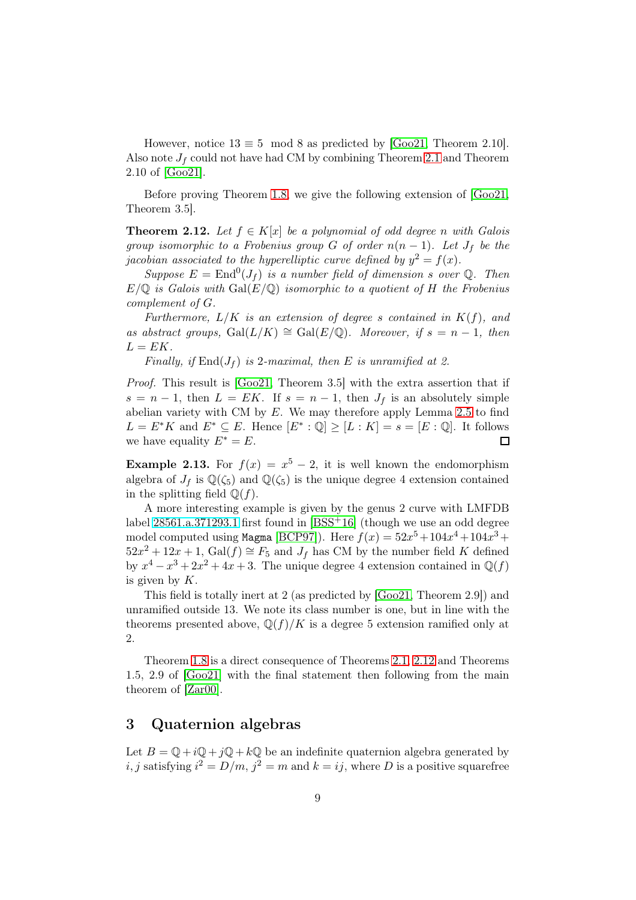However, notice $13 \equiv 5 \mod 8$ as predicted by [Goo21, Theorem 2.10]. Also note $J_f$ could not have had CM by combining Theorem 2.1 and Theorem 2.10 of [Goo21].

Before proving Theorem 1.8, we give the following extension of [Goo21, Theorem 3.5].

**Theorem 2.12.** *Let $f \in K[x]$ be a polynomial of odd degree $n$ with Galois group isomorphic to a Frobenius group $G$ of order $n(n-1)$. Let $J_f$ be the jacobian associated to the hyperelliptic curve defined by $y^2 = f(x)$.*

*Suppose $E = \mathrm{End}^0(J_f)$ is a number field of dimension $s$ over $\mathbb{Q}$. Then $E/\mathbb{Q}$ is Galois with $\mathrm{Gal}(E/\mathbb{Q})$ isomorphic to a quotient of $H$ the Frobenius complement of $G$.*

*Furthermore, $L/K$ is an extension of degree $s$ contained in $K(f)$, and as abstract groups, $\mathrm{Gal}(L/K) \cong \mathrm{Gal}(E/\mathbb{Q})$. Moreover, if $s = n-1$, then $L = EK$.*

*Finally, if $\mathrm{End}(J_f)$ is 2-maximal, then $E$ is unramified at 2.*

*Proof.* This result is [Goo21, Theorem 3.5] with the extra assertion that if $s = n-1$, then $L = EK$. If $s = n-1$, then $J_f$ is an absolutely simple abelian variety with CM by $E$. We may therefore apply Lemma 2.5 to find $L = E^*K$ and $E^* \subseteq E$. Hence $[E^* : \mathbb{Q}] \geq [L : K] = s = [E : \mathbb{Q}]$. It follows we have equality $E^* = E$. $\square$

**Example 2.13.** For $f(x) = x^5 - 2$, it is well known the endomorphism algebra of $J_f$ is $\mathbb{Q}(\zeta_5)$ and $\mathbb{Q}(\zeta_5)$ is the unique degree 4 extension contained in the splitting field $\mathbb{Q}(f)$.

A more interesting example is given by the genus 2 curve with LMFDB label 28561.a.371293.1 first found in [BSS+16] (though we use an odd degree model computed using `Magma` [BCP97]). Here $f(x) = 52x^5 + 104x^4 + 104x^3 + 52x^2 + 12x + 1$, $\mathrm{Gal}(f) \cong F_5$ and $J_f$ has CM by the number field $K$ defined by $x^4 - x^3 + 2x^2 + 4x + 3$. The unique degree 4 extension contained in $\mathbb{Q}(f)$ is given by $K$.

This field is totally inert at 2 (as predicted by [Goo21, Theorem 2.9]) and unramified outside 13. We note its class number is one, but in line with the theorems presented above, $\mathbb{Q}(f)/K$ is a degree 5 extension ramified only at 2.

Theorem 1.8 is a direct consequence of Theorems 2.1, 2.12 and Theorems 1.5, 2.9 of [Goo21] with the final statement then following from the main theorem of [Zar00].

## 3 Quaternion algebras

Let $B = \mathbb{Q} + i\mathbb{Q} + j\mathbb{Q} + k\mathbb{Q}$ be an indefinite quaternion algebra generated by $i, j$ satisfying $i^2 = D/m$, $j^2 = m$ and $k = ij$, where $D$ is a positive squarefree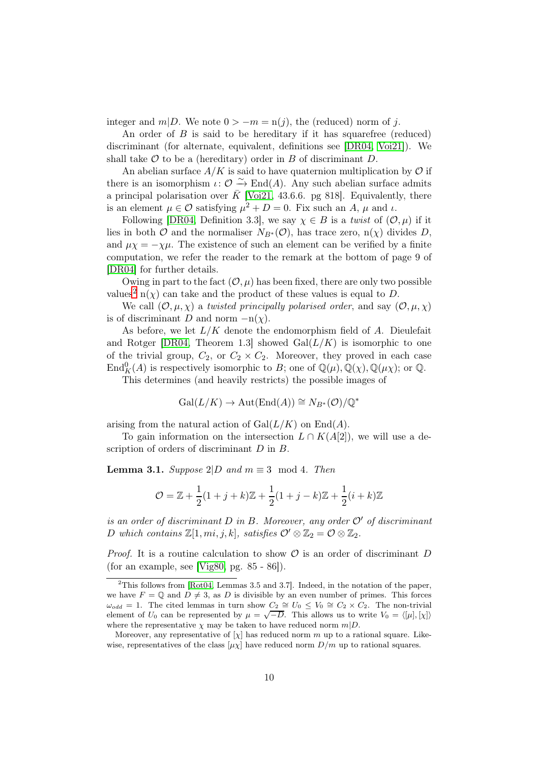integer and $m|D$. We note $0 > -m = \mathrm{n}(j)$, the (reduced) norm of $j$.

An order of $B$ is said to be hereditary if it has squarefree (reduced) discriminant (for alternate, equivalent, definitions see [DR04, Voi21]). We shall take $\mathcal{O}$ to be a (hereditary) order in $B$ of discriminant $D$.

An abelian surface $A/K$ is said to have quaternion multiplication by $\mathcal{O}$ if there is an isomorphism $\iota\colon \mathcal{O} \xrightarrow{\sim} \mathrm{End}(A)$. Any such abelian surface admits a principal polarisation over $\bar{K}$ [Voi21, 43.6.6. pg 818]. Equivalently, there is an element $\mu \in \mathcal{O}$ satisfying $\mu^2 + D = 0$. Fix such an $A$, $\mu$ and $\iota$.

Following [DR04, Definition 3.3], we say $\chi \in B$ is a *twist* of $(\mathcal{O}, \mu)$ if it lies in both $\mathcal{O}$ and the normaliser $N_{B^*}(\mathcal{O})$, has trace zero, $\mathrm{n}(\chi)$ divides $D$, and $\mu\chi = -\chi\mu$. The existence of such an element can be verified by a finite computation, we refer the reader to the remark at the bottom of page 9 of [DR04] for further details.

Owing in part to the fact $(\mathcal{O}, \mu)$ has been fixed, there are only two possible values[2] $\mathrm{n}(\chi)$ can take and the product of these values is equal to $D$.

We call $(\mathcal{O}, \mu, \chi)$ a *twisted principally polarised order*, and say $(\mathcal{O}, \mu, \chi)$ is of discriminant $D$ and norm $-\mathrm{n}(\chi)$.

As before, we let $L/K$ denote the endomorphism field of $A$. Dieulefait and Rotger [DR04, Theorem 1.3] showed $\mathrm{Gal}(L/K)$ is isomorphic to one of the trivial group, $C_2$, or $C_2 \times C_2$. Moreover, they proved in each case $\mathrm{End}^0_K(A)$ is respectively isomorphic to $B$; one of $\mathbb{Q}(\mu), \mathbb{Q}(\chi), \mathbb{Q}(\mu\chi)$; or $\mathbb{Q}$.

This determines (and heavily restricts) the possible images of

$$\mathrm{Gal}(L/K) \to \mathrm{Aut}(\mathrm{End}(A)) \cong N_{B^*}(\mathcal{O})/\mathbb{Q}^*$$

arising from the natural action of $\mathrm{Gal}(L/K)$ on $\mathrm{End}(A)$.

To gain information on the intersection $L \cap K(A[2])$, we will use a description of orders of discriminant $D$ in $B$.

**Lemma 3.1.** *Suppose $2|D$ and $m \equiv 3 \mod 4$. Then*

$$\mathcal{O} = \mathbb{Z} + \frac{1}{2}(1 + j + k)\mathbb{Z} + \frac{1}{2}(1 + j - k)\mathbb{Z} + \frac{1}{2}(i + k)\mathbb{Z}$$

*is an order of discriminant $D$ in $B$. Moreover, any order $\mathcal{O}'$ of discriminant $D$ which contains $\mathbb{Z}[1, mi, j, k]$, satisfies $\mathcal{O}' \otimes \mathbb{Z}_2 = \mathcal{O} \otimes \mathbb{Z}_2$.*

*Proof.* It is a routine calculation to show $\mathcal{O}$ is an order of discriminant $D$ (for an example, see [Vig80, pg. 85 - 86]).

---

[2] This follows from [Rot04, Lemmas 3.5 and 3.7]. Indeed, in the notation of the paper, we have $F = \mathbb{Q}$ and $D \neq 3$, as $D$ is divisible by an even number of primes. This forces $\omega_{odd} = 1$. The cited lemmas in turn show $C_2 \cong U_0 \leq V_0 \cong C_2 \times C_2$. The non-trivial element of $U_0$ can be represented by $\mu = \sqrt{-D}$. This allows us to write $V_0 = \langle [\mu], [\chi] \rangle$ where the representative $\chi$ may be taken to have reduced norm $m|D$.

Moreover, any representative of $[\chi]$ has reduced norm $m$ up to a rational square. Likewise, representatives of the class $[\mu\chi]$ have reduced norm $D/m$ up to rational squares.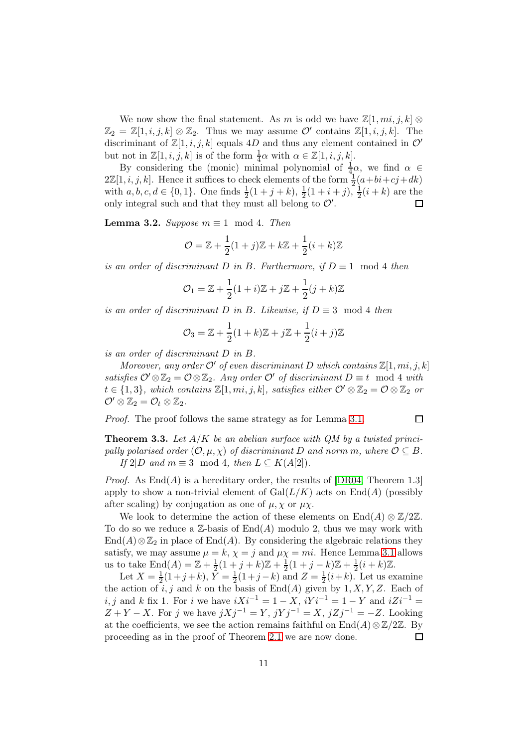We now show the final statement. As $m$ is odd we have $\mathbb{Z}[1, mi, j, k] \otimes \mathbb{Z}_2 = \mathbb{Z}[1, i, j, k] \otimes \mathbb{Z}_2$. Thus we may assume $\mathcal{O}'$ contains $\mathbb{Z}[1, i, j, k]$. The discriminant of $\mathbb{Z}[1, i, j, k]$ equals $4D$ and thus any element contained in $\mathcal{O}'$ but not in $\mathbb{Z}[1, i, j, k]$ is of the form $\frac{1}{4}\alpha$ with $\alpha \in \mathbb{Z}[1, i, j, k]$.

By considering the (monic) minimal polynomial of $\frac{1}{4}\alpha$, we find $\alpha \in 2\mathbb{Z}[1, i, j, k]$. Hence it suffices to check elements of the form $\frac{1}{2}(a+bi+cj+dk)$ with $a, b, c, d \in \{0, 1\}$. One finds $\frac{1}{2}(1 + j + k)$, $\frac{1}{2}(1 + i + j)$, $\frac{1}{2}(i + k)$ are the only integral such and that they must all belong to $\mathcal{O}'$. □

**Lemma 3.2.** *Suppose $m \equiv 1 \mod 4$. Then*

$$\mathcal{O} = \mathbb{Z} + \frac{1}{2}(1 + j)\mathbb{Z} + k\mathbb{Z} + \frac{1}{2}(i + k)\mathbb{Z}$$

*is an order of discriminant $D$ in $B$. Furthermore, if $D \equiv 1 \mod 4$ then*

$$\mathcal{O}_1 = \mathbb{Z} + \frac{1}{2}(1 + i)\mathbb{Z} + j\mathbb{Z} + \frac{1}{2}(j + k)\mathbb{Z}$$

*is an order of discriminant $D$ in $B$. Likewise, if $D \equiv 3 \mod 4$ then*

$$\mathcal{O}_3 = \mathbb{Z} + \frac{1}{2}(1 + k)\mathbb{Z} + j\mathbb{Z} + \frac{1}{2}(i + j)\mathbb{Z}$$

*is an order of discriminant $D$ in $B$.*

*Moreover, any order $\mathcal{O}'$ of even discriminant $D$ which contains $\mathbb{Z}[1, mi, j, k]$ satisfies $\mathcal{O}' \otimes \mathbb{Z}_2 = \mathcal{O} \otimes \mathbb{Z}_2$. Any order $\mathcal{O}'$ of discriminant $D \equiv t \mod 4$ with $t \in \{1, 3\}$, which contains $\mathbb{Z}[1, mi, j, k]$, satisfies either $\mathcal{O}' \otimes \mathbb{Z}_2 = \mathcal{O} \otimes \mathbb{Z}_2$ or $\mathcal{O}' \otimes \mathbb{Z}_2 = \mathcal{O}_t \otimes \mathbb{Z}_2$.*

*Proof.* The proof follows the same strategy as for Lemma 3.1. □

**Theorem 3.3.** *Let $A/K$ be an abelian surface with QM by a twisted principally polarised order $(\mathcal{O}, \mu, \chi)$ of discriminant $D$ and norm $m$, where $\mathcal{O} \subseteq B$. If $2|D$ and $m \equiv 3 \mod 4$, then $L \subseteq K(A[2])$.*

*Proof.* As $\mathrm{End}(A)$ is a hereditary order, the results of [DR04, Theorem 1.3] apply to show a non-trivial element of $\mathrm{Gal}(L/K)$ acts on $\mathrm{End}(A)$ (possibly after scaling) by conjugation as one of $\mu, \chi$ or $\mu\chi$.

We look to determine the action of these elements on $\mathrm{End}(A) \otimes \mathbb{Z}/2\mathbb{Z}$. To do so we reduce a $\mathbb{Z}$-basis of $\mathrm{End}(A)$ modulo 2, thus we may work with $\mathrm{End}(A) \otimes \mathbb{Z}_2$ in place of $\mathrm{End}(A)$. By considering the algebraic relations they satisfy, we may assume $\mu = k$, $\chi = j$ and $\mu\chi = mi$. Hence Lemma 3.1 allows us to take $\mathrm{End}(A) = \mathbb{Z} + \frac{1}{2}(1 + j + k)\mathbb{Z} + \frac{1}{2}(1 + j - k)\mathbb{Z} + \frac{1}{2}(i + k)\mathbb{Z}$.

Let $X = \frac{1}{2}(1+j+k)$, $Y = \frac{1}{2}(1+j-k)$ and $Z = \frac{1}{2}(i+k)$. Let us examine the action of $i, j$ and $k$ on the basis of $\mathrm{End}(A)$ given by $1, X, Y, Z$. Each of $i, j$ and $k$ fix 1. For $i$ we have $iXi^{-1} = 1 - X$, $iYi^{-1} = 1 - Y$ and $iZi^{-1} = Z + Y - X$. For $j$ we have $jXj^{-1} = Y$, $jYj^{-1} = X$, $jZj^{-1} = -Z$. Looking at the coefficients, we see the action remains faithful on $\mathrm{End}(A) \otimes \mathbb{Z}/2\mathbb{Z}$. By proceeding as in the proof of Theorem 2.1 we are now done. □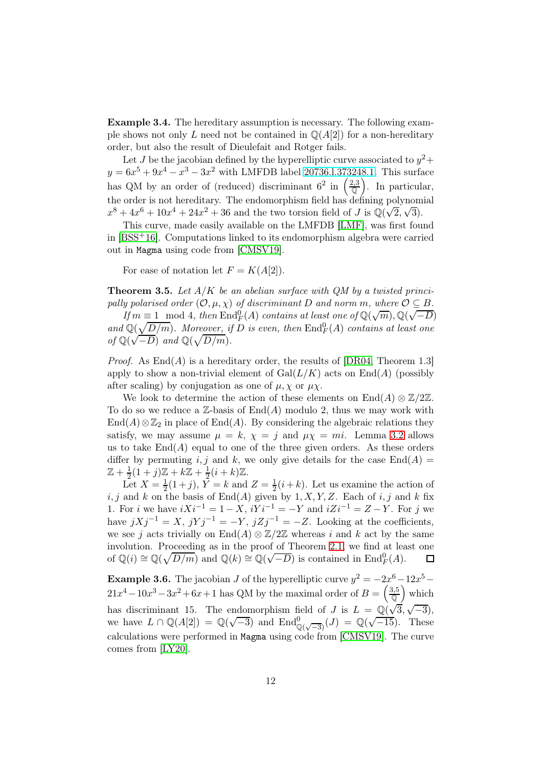**Example 3.4.** The hereditary assumption is necessary. The following example shows not only $L$ need not be contained in $\mathbb{Q}(A[2])$ for a non-hereditary order, but also the result of Dieulefait and Rotger fails.

Let $J$ be the jacobian defined by the hyperelliptic curve associated to $y^2 + y = 6x^5 + 9x^4 - x^3 - 3x^2$ with LMFDB label 20736.l.373248.1. This surface has QM by an order of (reduced) discriminant $6^2$ in $\left(\frac{2,3}{\mathbb{Q}}\right)$. In particular, the order is not hereditary. The endomorphism field has defining polynomial $x^8 + 4x^6 + 10x^4 + 24x^2 + 36$ and the two torsion field of $J$ is $\mathbb{Q}(\sqrt{2}, \sqrt{3})$.

This curve, made easily available on the LMFDB [LMF], was first found in [BSS+16]. Computations linked to its endomorphism algebra were carried out in Magma using code from [CMSV19].

For ease of notation let $F = K(A[2])$.

**Theorem 3.5.** *Let $A/K$ be an abelian surface with QM by a twisted principally polarised order $(\mathcal{O}, \mu, \chi)$ of discriminant $D$ and norm $m$, where $\mathcal{O} \subseteq B$.*

*If $m \equiv 1 \mod 4$, then $\mathrm{End}^0_F(A)$ contains at least one of $\mathbb{Q}(\sqrt{m}), \mathbb{Q}(\sqrt{-D})$ and $\mathbb{Q}(\sqrt{D/m})$. Moreover, if $D$ is even, then $\mathrm{End}^0_F(A)$ contains at least one of $\mathbb{Q}(\sqrt{-D})$ and $\mathbb{Q}(\sqrt{D/m})$.*

*Proof.* As $\mathrm{End}(A)$ is a hereditary order, the results of [DR04, Theorem 1.3] apply to show a non-trivial element of $\mathrm{Gal}(L/K)$ acts on $\mathrm{End}(A)$ (possibly after scaling) by conjugation as one of $\mu, \chi$ or $\mu\chi$.

We look to determine the action of these elements on $\mathrm{End}(A) \otimes \mathbb{Z}/2\mathbb{Z}$. To do so we reduce a $\mathbb{Z}$-basis of $\mathrm{End}(A)$ modulo 2, thus we may work with $\mathrm{End}(A) \otimes \mathbb{Z}_2$ in place of $\mathrm{End}(A)$. By considering the algebraic relations they satisfy, we may assume $\mu = k$, $\chi = j$ and $\mu\chi = mi$. Lemma 3.2 allows us to take $\mathrm{End}(A)$ equal to one of the three given orders. As these orders differ by permuting $i, j$ and $k$, we only give details for the case $\mathrm{End}(A) = \mathbb{Z} + \frac{1}{2}(1+j)\mathbb{Z} + k\mathbb{Z} + \frac{1}{2}(i+k)\mathbb{Z}$.

Let $X = \frac{1}{2}(1+j)$, $Y = k$ and $Z = \frac{1}{2}(i+k)$. Let us examine the action of $i, j$ and $k$ on the basis of $\mathrm{End}(A)$ given by $1, X, Y, Z$. Each of $i, j$ and $k$ fix 1. For $i$ we have $iXi^{-1} = 1 - X$, $iYi^{-1} = -Y$ and $iZi^{-1} = Z - Y$. For $j$ we have $jXj^{-1} = X$, $jYj^{-1} = -Y$, $jZj^{-1} = -Z$. Looking at the coefficients, we see $j$ acts trivially on $\mathrm{End}(A) \otimes \mathbb{Z}/2\mathbb{Z}$ whereas $i$ and $k$ act by the same involution. Proceeding as in the proof of Theorem 2.1, we find at least one of $\mathbb{Q}(i) \cong \mathbb{Q}(\sqrt{D/m})$ and $\mathbb{Q}(k) \cong \mathbb{Q}(\sqrt{-D})$ is contained in $\mathrm{End}^0_F(A)$. $\square$

**Example 3.6.** The jacobian $J$ of the hyperelliptic curve $y^2 = -2x^6 - 12x^5 - 21x^4 - 10x^3 - 3x^2 + 6x + 1$ has QM by the maximal order of $B = \left(\frac{3,5}{\mathbb{Q}}\right)$ which has discriminant 15. The endomorphism field of $J$ is $L = \mathbb{Q}(\sqrt{3}, \sqrt{-3})$, we have $L \cap \mathbb{Q}(A[2]) = \mathbb{Q}(\sqrt{-3})$ and $\mathrm{End}^0_{\mathbb{Q}(\sqrt{-3})}(J) = \mathbb{Q}(\sqrt{-15})$. These calculations were performed in Magma using code from [CMSV19]. The curve comes from [LY20].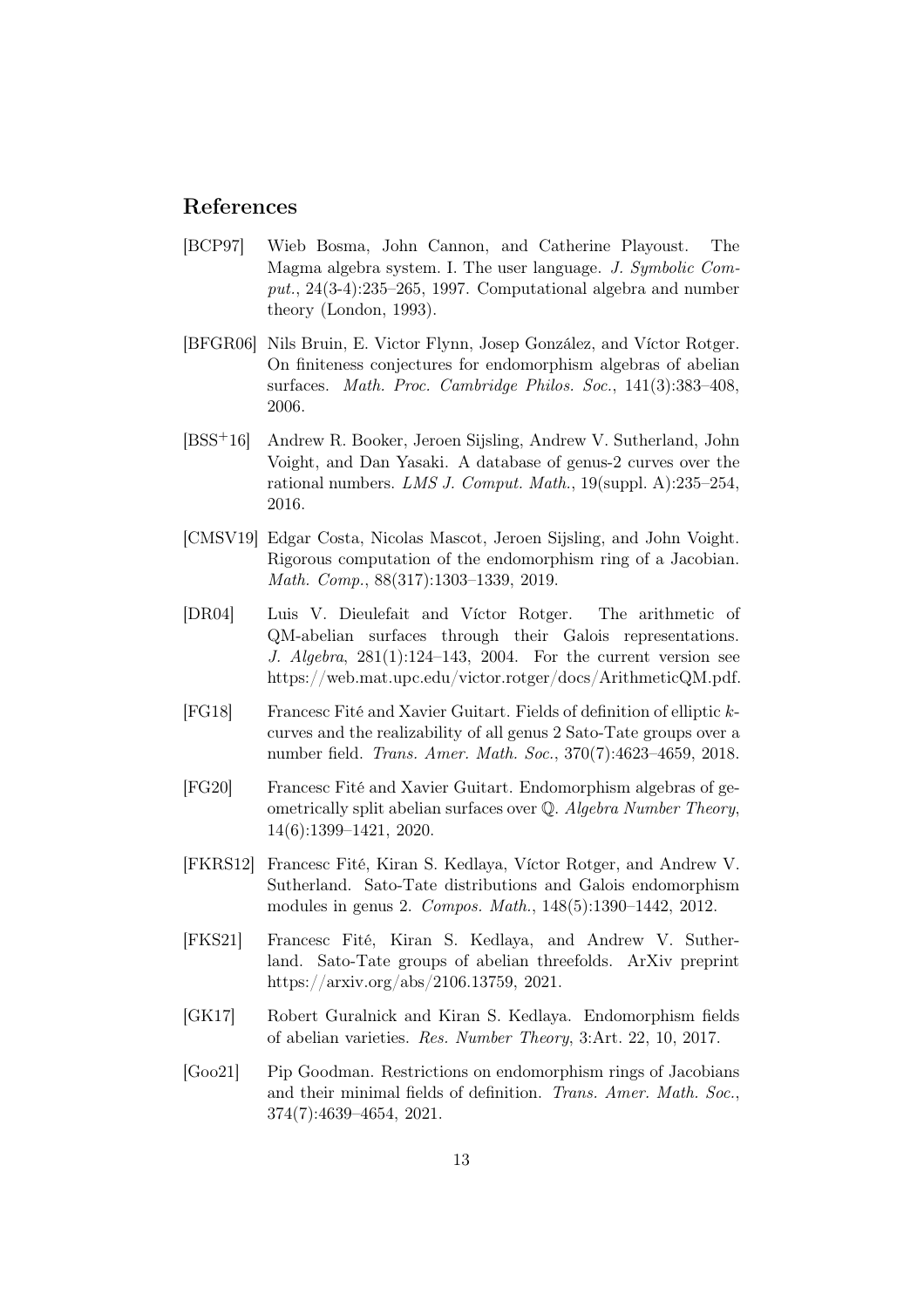## References

[BCP97] Wieb Bosma, John Cannon, and Catherine Playoust. The Magma algebra system. I. The user language. *J. Symbolic Comput.*, 24(3-4):235–265, 1997. Computational algebra and number theory (London, 1993).

[BFGR06] Nils Bruin, E. Victor Flynn, Josep González, and Víctor Rotger. On finiteness conjectures for endomorphism algebras of abelian surfaces. *Math. Proc. Cambridge Philos. Soc.*, 141(3):383–408, 2006.

[BSS+16] Andrew R. Booker, Jeroen Sijsling, Andrew V. Sutherland, John Voight, and Dan Yasaki. A database of genus-2 curves over the rational numbers. *LMS J. Comput. Math.*, 19(suppl. A):235–254, 2016.

[CMSV19] Edgar Costa, Nicolas Mascot, Jeroen Sijsling, and John Voight. Rigorous computation of the endomorphism ring of a Jacobian. *Math. Comp.*, 88(317):1303–1339, 2019.

[DR04] Luis V. Dieulefait and Víctor Rotger. The arithmetic of QM-abelian surfaces through their Galois representations. *J. Algebra*, 281(1):124–143, 2004. For the current version see https://web.mat.upc.edu/victor.rotger/docs/ArithmeticQM.pdf.

[FG18] Francesc Fité and Xavier Guitart. Fields of definition of elliptic $k$-curves and the realizability of all genus 2 Sato-Tate groups over a number field. *Trans. Amer. Math. Soc.*, 370(7):4623–4659, 2018.

[FG20] Francesc Fité and Xavier Guitart. Endomorphism algebras of geometrically split abelian surfaces over $\mathbb{Q}$. *Algebra Number Theory*, 14(6):1399–1421, 2020.

[FKRS12] Francesc Fité, Kiran S. Kedlaya, Víctor Rotger, and Andrew V. Sutherland. Sato-Tate distributions and Galois endomorphism modules in genus 2. *Compos. Math.*, 148(5):1390–1442, 2012.

[FKS21] Francesc Fité, Kiran S. Kedlaya, and Andrew V. Sutherland. Sato-Tate groups of abelian threefolds. ArXiv preprint https://arxiv.org/abs/2106.13759, 2021.

[GK17] Robert Guralnick and Kiran S. Kedlaya. Endomorphism fields of abelian varieties. *Res. Number Theory*, 3:Art. 22, 10, 2017.

[Goo21] Pip Goodman. Restrictions on endomorphism rings of Jacobians and their minimal fields of definition. *Trans. Amer. Math. Soc.*, 374(7):4639–4654, 2021.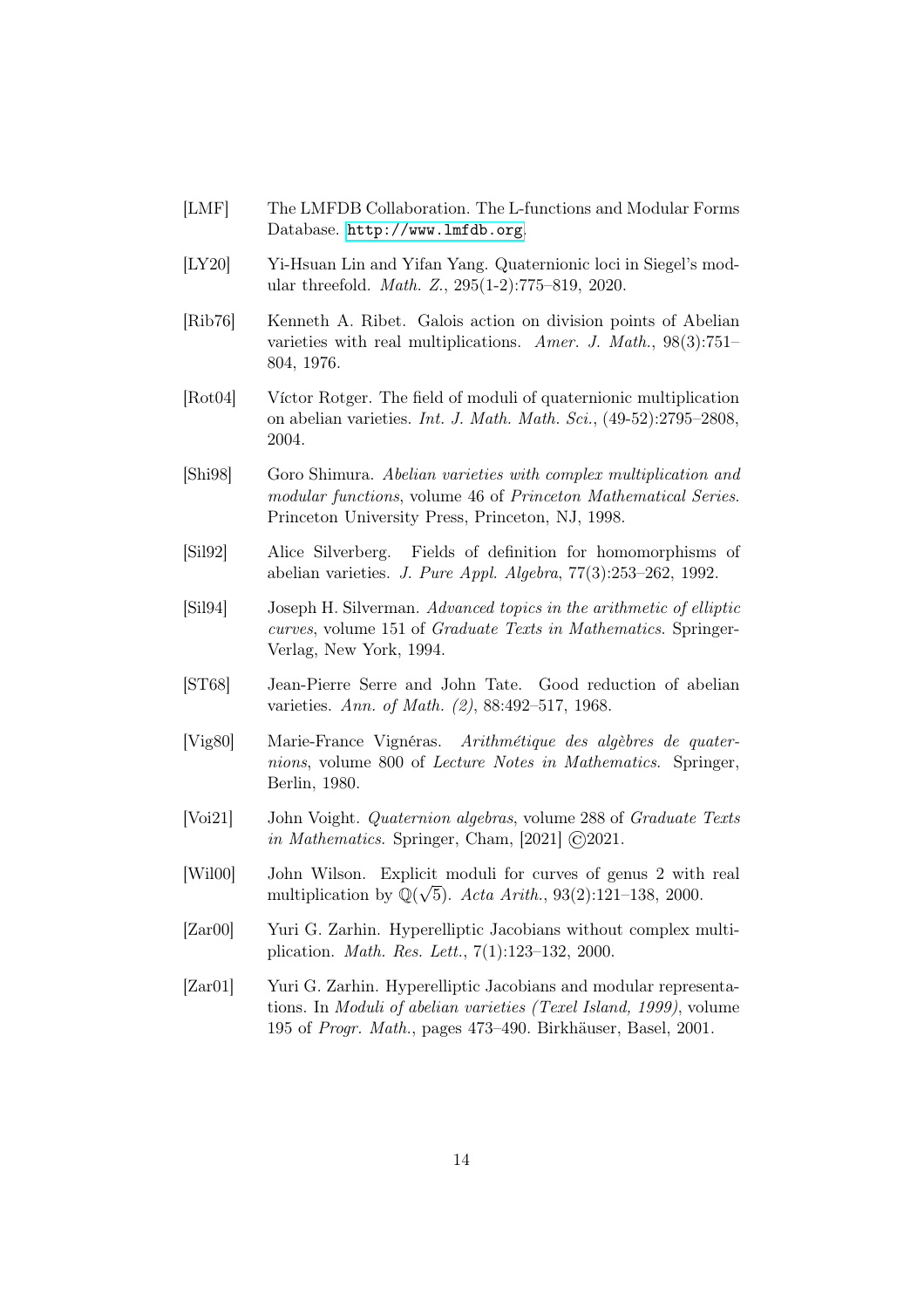[LMF] The LMFDB Collaboration. The L-functions and Modular Forms Database. http://www.lmfdb.org.

[LY20] Yi-Hsuan Lin and Yifan Yang. Quaternionic loci in Siegel's modular threefold. *Math. Z.*, 295(1-2):775–819, 2020.

[Rib76] Kenneth A. Ribet. Galois action on division points of Abelian varieties with real multiplications. *Amer. J. Math.*, 98(3):751–804, 1976.

[Rot04] Víctor Rotger. The field of moduli of quaternionic multiplication on abelian varieties. *Int. J. Math. Math. Sci.*, (49-52):2795–2808, 2004.

[Shi98] Goro Shimura. *Abelian varieties with complex multiplication and modular functions*, volume 46 of *Princeton Mathematical Series*. Princeton University Press, Princeton, NJ, 1998.

[Sil92] Alice Silverberg. Fields of definition for homomorphisms of abelian varieties. *J. Pure Appl. Algebra*, 77(3):253–262, 1992.

[Sil94] Joseph H. Silverman. *Advanced topics in the arithmetic of elliptic curves*, volume 151 of *Graduate Texts in Mathematics*. Springer-Verlag, New York, 1994.

[ST68] Jean-Pierre Serre and John Tate. Good reduction of abelian varieties. *Ann. of Math. (2)*, 88:492–517, 1968.

[Vig80] Marie-France Vignéras. *Arithmétique des algèbres de quaternions*, volume 800 of *Lecture Notes in Mathematics*. Springer, Berlin, 1980.

[Voi21] John Voight. *Quaternion algebras*, volume 288 of *Graduate Texts in Mathematics*. Springer, Cham, [2021] ©2021.

[Wil00] John Wilson. Explicit moduli for curves of genus 2 with real multiplication by $\mathbb{Q}(\sqrt{5})$. *Acta Arith.*, 93(2):121–138, 2000.

[Zar00] Yuri G. Zarhin. Hyperelliptic Jacobians without complex multiplication. *Math. Res. Lett.*, 7(1):123–132, 2000.

[Zar01] Yuri G. Zarhin. Hyperelliptic Jacobians and modular representations. In *Moduli of abelian varieties (Texel Island, 1999)*, volume 195 of *Progr. Math.*, pages 473–490. Birkhäuser, Basel, 2001.